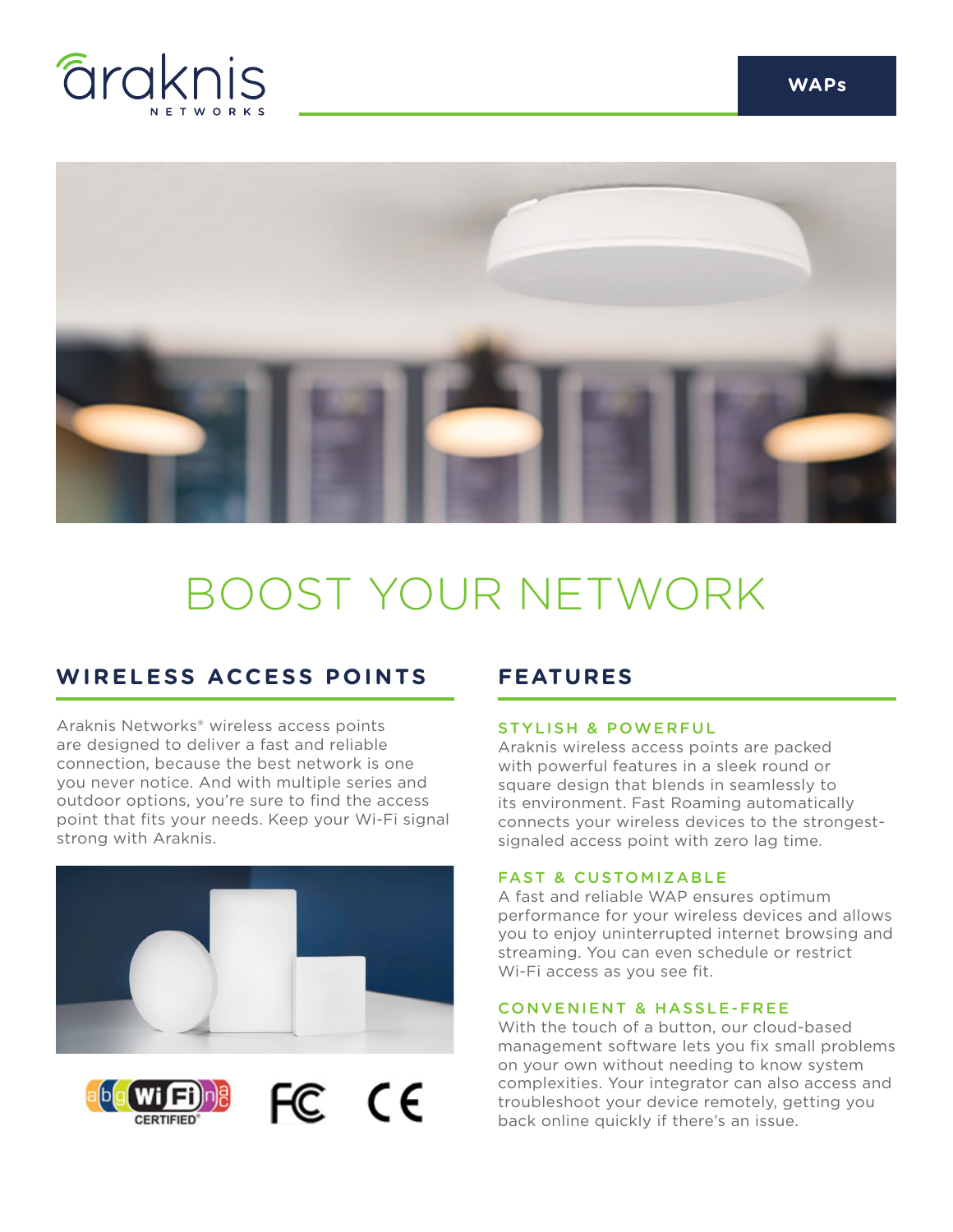WAPs

# BOOST YOUR NETWORK

## WIRELESS ACCESS POINTS

Araknis Networks® wireless access points are designed to deliver a fast and reliable connection, because the best network is one you never notice. And with multiple series and outdoor options, you're sure to find the access point that fits your needs. Keep your Wi-Fi signal strong with Araknis.

## FEATURES

### STYLISH & POWERFUL

Araknis wireless access points are packed with powerful features in a sleek round or square design that blends in seamlessly to its environment. Fast Roaming automatically connects your wireless devices to the strongest-signaled access point with zero lag time.

### FAST & CUSTOMIZABLE

A fast and reliable WAP ensures optimum performance for your wireless devices and allows you to enjoy uninterrupted internet browsing and streaming. You can even schedule or restrict Wi-Fi access as you see fit.

### CONVENIENT & HASSLE-FREE

With the touch of a button, our cloud-based management software lets you fix small problems on your own without needing to know system complexities. Your integrator can also access and troubleshoot your device remotely, getting you back online quickly if there's an issue.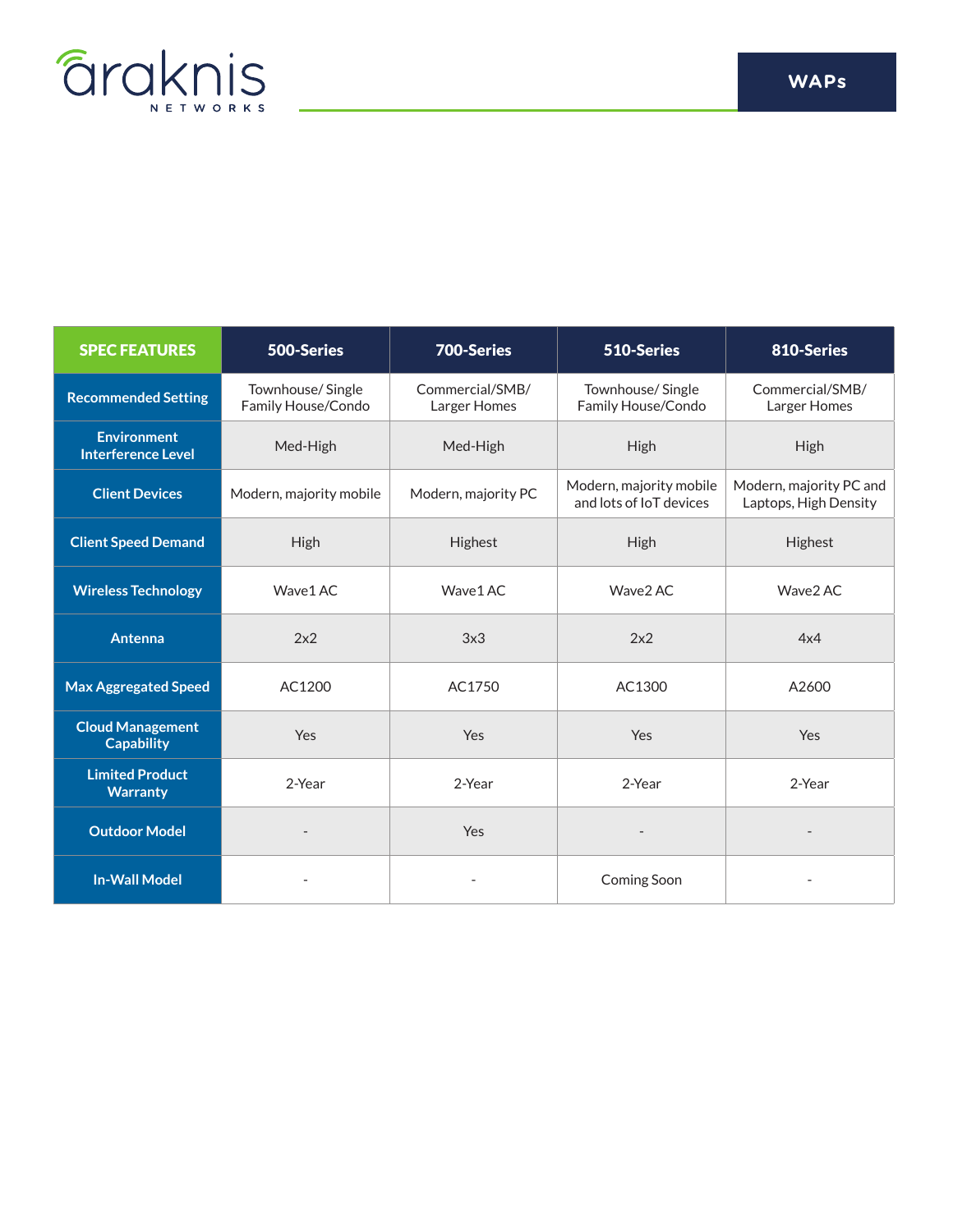araknis NETWORKS

WAPs

| SPEC FEATURES | 500-Series | 700-Series | 510-Series | 810-Series |
|---|---|---|---|---|
| Recommended Setting | Townhouse/ Single Family House/Condo | Commercial/SMB/ Larger Homes | Townhouse/ Single Family House/Condo | Commercial/SMB/ Larger Homes |
| Environment Interference Level | Med-High | Med-High | High | High |
| Client Devices | Modern, majority mobile | Modern, majority PC | Modern, majority mobile and lots of IoT devices | Modern, majority PC and Laptops, High Density |
| Client Speed Demand | High | Highest | High | Highest |
| Wireless Technology | Wave1 AC | Wave1 AC | Wave2 AC | Wave2 AC |
| Antenna | 2x2 | 3x3 | 2x2 | 4x4 |
| Max Aggregated Speed | AC1200 | AC1750 | AC1300 | A2600 |
| Cloud Management Capability | Yes | Yes | Yes | Yes |
| Limited Product Warranty | 2-Year | 2-Year | 2-Year | 2-Year |
| Outdoor Model | - | Yes | - | - |
| In-Wall Model | - | - | Coming Soon | - |